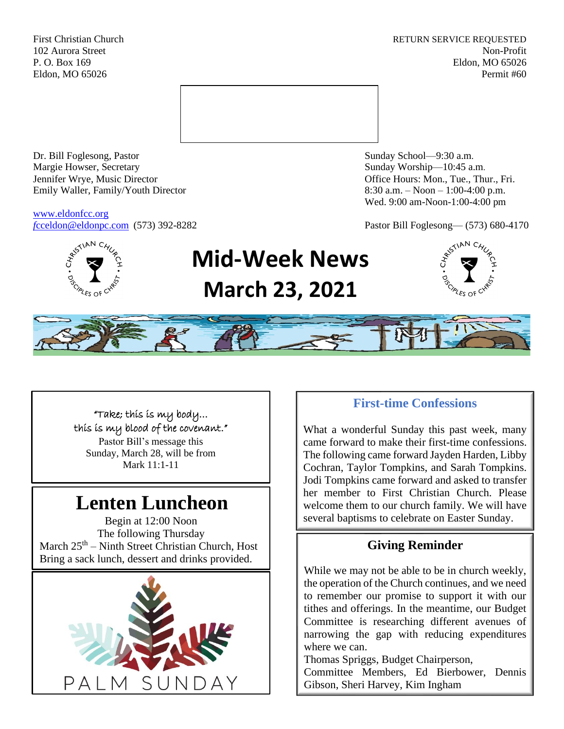First Christian Church
102 Aurora Street
P. O. Box 169
Eldon, MO 65026

RETURN SERVICE REQUESTED
Non-Profit
Eldon, MO 65026
Permit #60

Dr. Bill Foglesong, Pastor
Margie Howser, Secretary
Jennifer Wrye, Music Director
Emily Waller, Family/Youth Director

www.eldonfcc.org
fcceldon@eldonpc.com (573) 392-8282

Sunday School—9:30 a.m.
Sunday Worship—10:45 a.m.
Office Hours: Mon., Tue., Thur., Fri.
8:30 a.m. – Noon – 1:00-4:00 p.m.
Wed. 9:00 am-Noon-1:00-4:00 pm

Pastor Bill Foglesong— (573) 680-4170

# Mid-Week News
# March 23, 2021

"Take; this is my body…
this is my blood of the covenant."
Pastor Bill's message this
Sunday, March 28, will be from
Mark 11:1-11

## Lenten Luncheon

Begin at 12:00 Noon
The following Thursday
March 25th – Ninth Street Christian Church, Host
Bring a sack lunch, dessert and drinks provided.

PALM SUNDAY

## First-time Confessions

What a wonderful Sunday this past week, many came forward to make their first-time confessions. The following came forward Jayden Harden, Libby Cochran, Taylor Tompkins, and Sarah Tompkins. Jodi Tompkins came forward and asked to transfer her member to First Christian Church. Please welcome them to our church family. We will have several baptisms to celebrate on Easter Sunday.

## Giving Reminder

While we may not be able to be in church weekly, the operation of the Church continues, and we need to remember our promise to support it with our tithes and offerings. In the meantime, our Budget Committee is researching different avenues of narrowing the gap with reducing expenditures where we can.
Thomas Spriggs, Budget Chairperson,
Committee Members, Ed Bierbower, Dennis Gibson, Sheri Harvey, Kim Ingham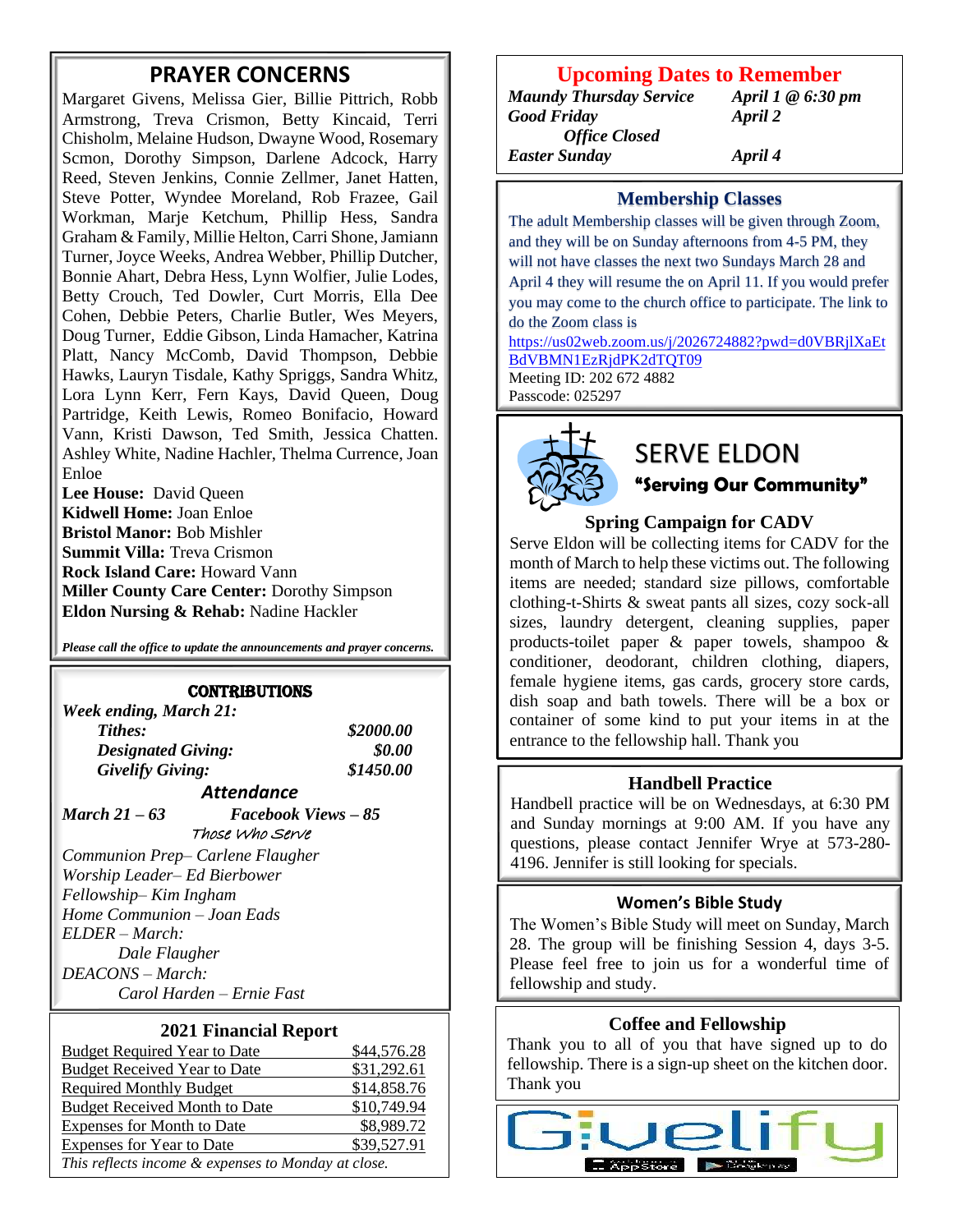## PRAYER CONCERNS

Margaret Givens, Melissa Gier, Billie Pittrich, Robb Armstrong, Treva Crismon, Betty Kincaid, Terri Chisholm, Melaine Hudson, Dwayne Wood, Rosemary Scmon, Dorothy Simpson, Darlene Adcock, Harry Reed, Steven Jenkins, Connie Zellmer, Janet Hatten, Steve Potter, Wyndee Moreland, Rob Frazee, Gail Workman, Marje Ketchum, Phillip Hess, Sandra Graham & Family, Millie Helton, Carri Shone, Jamiann Turner, Joyce Weeks, Andrea Webber, Phillip Dutcher, Bonnie Ahart, Debra Hess, Lynn Wolfier, Julie Lodes, Betty Crouch, Ted Dowler, Curt Morris, Ella Dee Cohen, Debbie Peters, Charlie Butler, Wes Meyers, Doug Turner, Eddie Gibson, Linda Hamacher, Katrina Platt, Nancy McComb, David Thompson, Debbie Hawks, Lauryn Tisdale, Kathy Spriggs, Sandra Whitz, Lora Lynn Kerr, Fern Kays, David Queen, Doug Partridge, Keith Lewis, Romeo Bonifacio, Howard Vann, Kristi Dawson, Ted Smith, Jessica Chatten. Ashley White, Nadine Hachler, Thelma Currence, Joan Enloe

**Lee House:** David Queen
**Kidwell Home:** Joan Enloe
**Bristol Manor:** Bob Mishler
**Summit Villa:** Treva Crismon
**Rock Island Care:** Howard Vann
**Miller County Care Center:** Dorothy Simpson
**Eldon Nursing & Rehab:** Nadine Hackler

***Please call the office to update the announcements and prayer concerns.***

### CONTRIBUTIONS

***Week ending, March 21:***

| | |
|---|---|
| ***Tithes:*** | ***$2000.00*** |
| ***Designated Giving:*** | ***$0.00*** |
| ***Givelify Giving:*** | ***$1450.00*** |

### *Attendance*

***March 21 – 63*** ***Facebook Views – 85***

*Those Who Serve*

*Communion Prep– Carlene Flaugher*
*Worship Leader– Ed Bierbower*
*Fellowship– Kim Ingham*
*Home Communion – Joan Eads*
*ELDER – March:*
*Dale Flaugher*
*DEACONS – March:*
*Carol Harden – Ernie Fast*

### 2021 Financial Report

| | |
|---|---|
| Budget Required Year to Date | $44,576.28 |
| Budget Received Year to Date | $31,292.61 |
| Required Monthly Budget | $14,858.76 |
| Budget Received Month to Date | $10,749.94 |
| Expenses for Month to Date | $8,989.72 |
| Expenses for Year to Date | $39,527.91 |

*This reflects income & expenses to Monday at close.*

## Upcoming Dates to Remember

| | |
|---|---|
| ***Maundy Thursday Service*** | ***April 1 @ 6:30 pm*** |
| ***Good Friday*** | ***April 2*** |
| ***Office Closed*** | |
| ***Easter Sunday*** | ***April 4*** |

### Membership Classes

The adult Membership classes will be given through Zoom, and they will be on Sunday afternoons from 4-5 PM, they will not have classes the next two Sundays March 28 and April 4 they will resume the on April 11. If you would prefer you may come to the church office to participate. The link to do the Zoom class is
https://us02web.zoom.us/j/2026724882?pwd=d0VBRjlXaEtBdVBMN1EzRjdPK2dTQT09
Meeting ID: 202 672 4882
Passcode: 025297

## SERVE ELDON

**"Serving Our Community"**

### Spring Campaign for CADV

Serve Eldon will be collecting items for CADV for the month of March to help these victims out. The following items are needed; standard size pillows, comfortable clothing-t-Shirts & sweat pants all sizes, cozy sock-all sizes, laundry detergent, cleaning supplies, paper products-toilet paper & paper towels, shampoo & conditioner, deodorant, children clothing, diapers, female hygiene items, gas cards, grocery store cards, dish soap and bath towels. There will be a box or container of some kind to put your items in at the entrance to the fellowship hall. Thank you

### Handbell Practice

Handbell practice will be on Wednesdays, at 6:30 PM and Sunday mornings at 9:00 AM. If you have any questions, please contact Jennifer Wrye at 573-280-4196. Jennifer is still looking for specials.

### Women's Bible Study

The Women's Bible Study will meet on Sunday, March 28. The group will be finishing Session 4, days 3-5. Please feel free to join us for a wonderful time of fellowship and study.

### Coffee and Fellowship

Thank you to all of you that have signed up to do fellowship. There is a sign-up sheet on the kitchen door. Thank you

Givelify